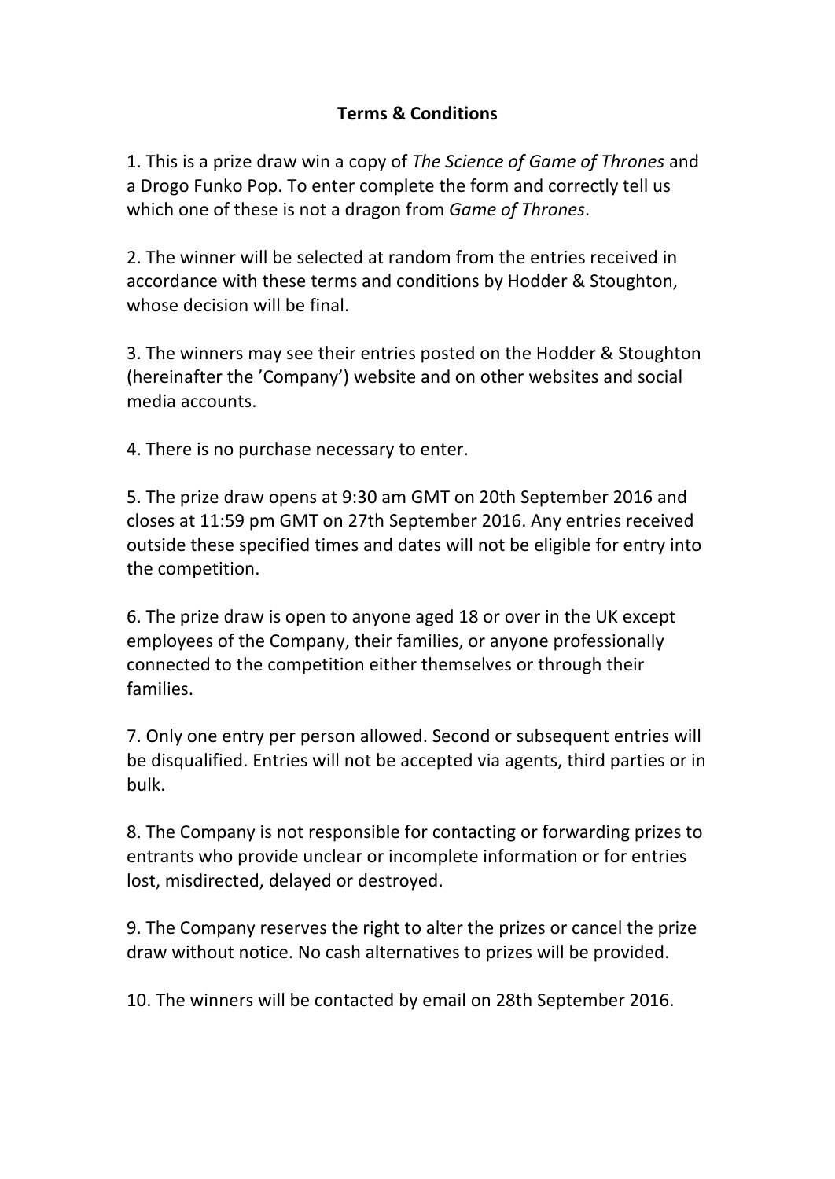**Terms & Conditions**

1. This is a prize draw win a copy of *The Science of Game of Thrones* and a Drogo Funko Pop. To enter complete the form and correctly tell us which one of these is not a dragon from *Game of Thrones*.

2. The winner will be selected at random from the entries received in accordance with these terms and conditions by Hodder & Stoughton, whose decision will be final.

3. The winners may see their entries posted on the Hodder & Stoughton (hereinafter the 'Company') website and on other websites and social media accounts.

4. There is no purchase necessary to enter.

5. The prize draw opens at 9:30 am GMT on 20th September 2016 and closes at 11:59 pm GMT on 27th September 2016. Any entries received outside these specified times and dates will not be eligible for entry into the competition.

6. The prize draw is open to anyone aged 18 or over in the UK except employees of the Company, their families, or anyone professionally connected to the competition either themselves or through their families.

7. Only one entry per person allowed. Second or subsequent entries will be disqualified. Entries will not be accepted via agents, third parties or in bulk.

8. The Company is not responsible for contacting or forwarding prizes to entrants who provide unclear or incomplete information or for entries lost, misdirected, delayed or destroyed.

9. The Company reserves the right to alter the prizes or cancel the prize draw without notice. No cash alternatives to prizes will be provided.

10. The winners will be contacted by email on 28th September 2016.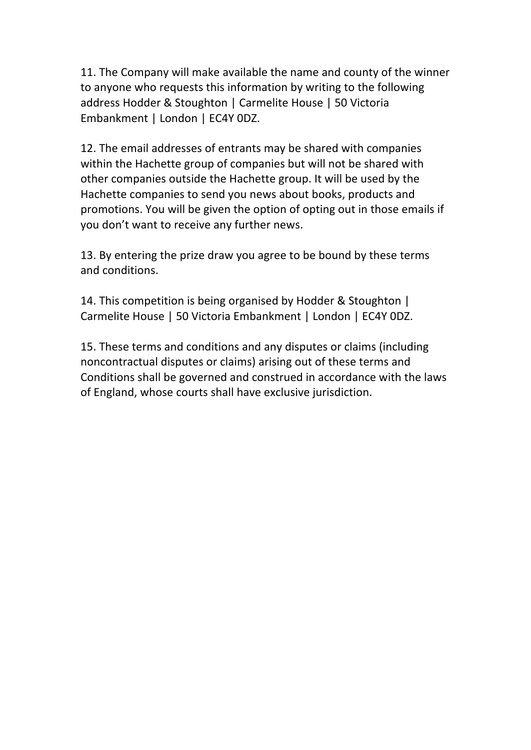11. The Company will make available the name and county of the winner to anyone who requests this information by writing to the following address Hodder & Stoughton | Carmelite House | 50 Victoria Embankment | London | EC4Y 0DZ.

12. The email addresses of entrants may be shared with companies within the Hachette group of companies but will not be shared with other companies outside the Hachette group. It will be used by the Hachette companies to send you news about books, products and promotions. You will be given the option of opting out in those emails if you don't want to receive any further news.

13. By entering the prize draw you agree to be bound by these terms and conditions.

14. This competition is being organised by Hodder & Stoughton | Carmelite House | 50 Victoria Embankment | London | EC4Y 0DZ.

15. These terms and conditions and any disputes or claims (including noncontractual disputes or claims) arising out of these terms and Conditions shall be governed and construed in accordance with the laws of England, whose courts shall have exclusive jurisdiction.